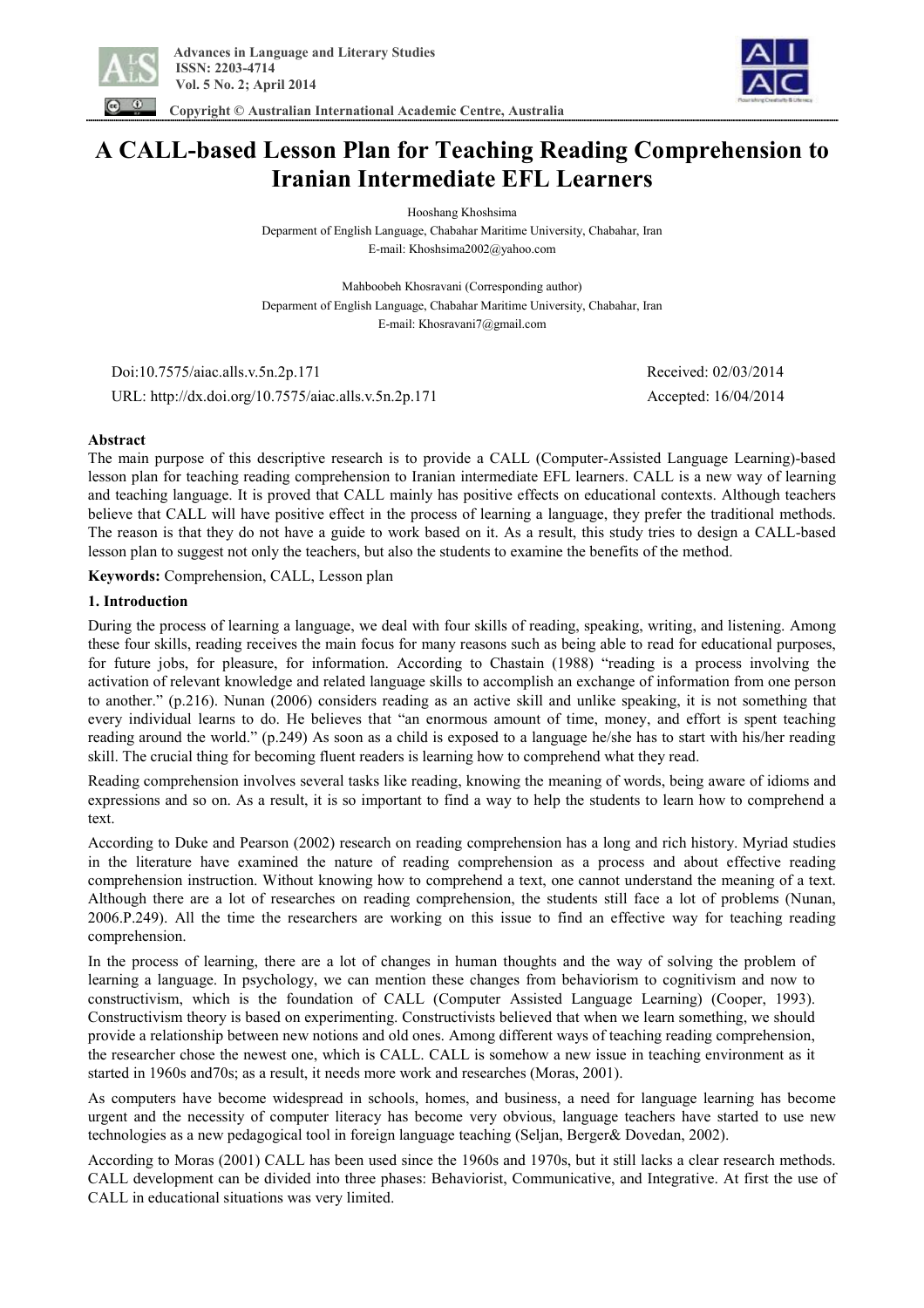# A CALL-based Lesson Plan for Teaching Reading Comprehension to Iranian Intermediate EFL Learners

Hooshang Khoshsima
Deparment of English Language, Chabahar Maritime University, Chabahar, Iran
E-mail: Khoshsima2002@yahoo.com

Mahboobeh Khosravani (Corresponding author)
Deparment of English Language, Chabahar Maritime University, Chabahar, Iran
E-mail: Khosravani7@gmail.com

Doi:10.7575/aiac.alls.v.5n.2p.171
URL: http://dx.doi.org/10.7575/aiac.alls.v.5n.2p.171

Received: 02/03/2014
Accepted: 16/04/2014

**Abstract**

The main purpose of this descriptive research is to provide a CALL (Computer-Assisted Language Learning)-based lesson plan for teaching reading comprehension to Iranian intermediate EFL learners. CALL is a new way of learning and teaching language. It is proved that CALL mainly has positive effects on educational contexts. Although teachers believe that CALL will have positive effect in the process of learning a language, they prefer the traditional methods. The reason is that they do not have a guide to work based on it. As a result, this study tries to design a CALL-based lesson plan to suggest not only the teachers, but also the students to examine the benefits of the method.

**Keywords:** Comprehension, CALL, Lesson plan

## 1. Introduction

During the process of learning a language, we deal with four skills of reading, speaking, writing, and listening. Among these four skills, reading receives the main focus for many reasons such as being able to read for educational purposes, for future jobs, for pleasure, for information. According to Chastain (1988) "reading is a process involving the activation of relevant knowledge and related language skills to accomplish an exchange of information from one person to another." (p.216). Nunan (2006) considers reading as an active skill and unlike speaking, it is not something that every individual learns to do. He believes that "an enormous amount of time, money, and effort is spent teaching reading around the world." (p.249) As soon as a child is exposed to a language he/she has to start with his/her reading skill. The crucial thing for becoming fluent readers is learning how to comprehend what they read.

Reading comprehension involves several tasks like reading, knowing the meaning of words, being aware of idioms and expressions and so on. As a result, it is so important to find a way to help the students to learn how to comprehend a text.

According to Duke and Pearson (2002) research on reading comprehension has a long and rich history. Myriad studies in the literature have examined the nature of reading comprehension as a process and about effective reading comprehension instruction. Without knowing how to comprehend a text, one cannot understand the meaning of a text. Although there are a lot of researches on reading comprehension, the students still face a lot of problems (Nunan, 2006.P.249). All the time the researchers are working on this issue to find an effective way for teaching reading comprehension.

In the process of learning, there are a lot of changes in human thoughts and the way of solving the problem of learning a language. In psychology, we can mention these changes from behaviorism to cognitivism and now to constructivism, which is the foundation of CALL (Computer Assisted Language Learning) (Cooper, 1993). Constructivism theory is based on experimenting. Constructivists believed that when we learn something, we should provide a relationship between newest notions and old ones. Among different ways of teaching reading comprehension, the researcher chose the newest one, which is CALL. CALL is somehow a new issue in teaching environment as it started in 1960s and70s; as a result, it needs more work and researches (Moras, 2001).

As computers have become widespread in schools, homes, and business, a need for language learning has become urgent and the necessity of computer literacy has become very obvious, language teachers have started to use new technologies as a new pedagogical tool in foreign language teaching (Seljan, Berger& Dovedan, 2002).

According to Moras (2001) CALL has been used since the 1960s and 1970s, but it still lacks a clear research methods. CALL development can be divided into three phases: Behaviorist, Communicative, and Integrative. At first the use of CALL in educational situations was very limited.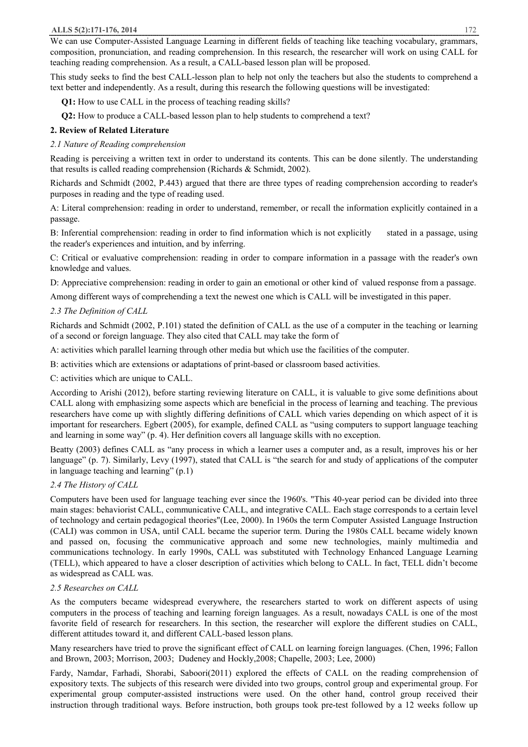We can use Computer-Assisted Language Learning in different fields of teaching like teaching vocabulary, grammars, composition, pronunciation, and reading comprehension. In this research, the researcher will work on using CALL for teaching reading comprehension. As a result, a CALL-based lesson plan will be proposed.

This study seeks to find the best CALL-lesson plan to help not only the teachers but also the students to comprehend a text better and independently. As a result, during this research the following questions will be investigated:

**Q1:** How to use CALL in the process of teaching reading skills?

**Q2:** How to produce a CALL-based lesson plan to help students to comprehend a text?

## 2. Review of Related Literature

### *2.1 Nature of Reading comprehension*

Reading is perceiving a written text in order to understand its contents. This can be done silently. The understanding that results is called reading comprehension (Richards & Schmidt, 2002).

Richards and Schmidt (2002, P.443) argued that there are three types of reading comprehension according to reader's purposes in reading and the type of reading used.

A: Literal comprehension: reading in order to understand, remember, or recall the information explicitly contained in a passage.

B: Inferential comprehension: reading in order to find information which is not explicitly stated in a passage, using the reader's experiences and intuition, and by inferring.

C: Critical or evaluative comprehension: reading in order to compare information in a passage with the reader's own knowledge and values.

D: Appreciative comprehension: reading in order to gain an emotional or other kind of valued response from a passage.

Among different ways of comprehending a text the newest one which is CALL will be investigated in this paper.

### *2.3 The Definition of CALL*

Richards and Schmidt (2002, P.101) stated the definition of CALL as the use of a computer in the teaching or learning of a second or foreign language. They also cited that CALL may take the form of

A: activities which parallel learning through other media but which use the facilities of the computer.

B: activities which are extensions or adaptations of print-based or classroom based activities.

C: activities which are unique to CALL.

According to Arishi (2012), before starting reviewing literature on CALL, it is valuable to give some definitions about CALL along with emphasizing some aspects which are beneficial in the process of learning and teaching. The previous researchers have come up with slightly differing definitions of CALL which varies depending on which aspect of it is important for researchers. Egbert (2005), for example, defined CALL as "using computers to support language teaching and learning in some way" (p. 4). Her definition covers all language skills with no exception.

Beatty (2003) defines CALL as "any process in which a learner uses a computer and, as a result, improves his or her language" (p. 7). Similarly, Levy (1997), stated that CALL is "the search for and study of applications of the computer in language teaching and learning" (p.1)

### *2.4 The History of CALL*

Computers have been used for language teaching ever since the 1960's. "This 40-year period can be divided into three main stages: behaviorist CALL, communicative CALL, and integrative CALL. Each stage corresponds to a certain level of technology and certain pedagogical theories"(Lee, 2000). In 1960s the term Computer Assisted Language Instruction (CALI) was common in USA, until CALL became the superior term. During the 1980s CALL became widely known and passed on, focusing the communicative approach and some new technologies, mainly multimedia and communications technology. In early 1990s, CALL was substituted with Technology Enhanced Language Learning (TELL), which appeared to have a closer description of activities which belong to CALL. In fact, TELL didn't become as widespread as CALL was.

### *2.5 Researches on CALL*

As the computers became widespread everywhere, the researchers started to work on different aspects of using computers in the process of teaching and learning foreign languages. As a result, nowadays CALL is one of the most favorite field of research for researchers. In this section, the researcher will explore the different studies on CALL, different attitudes toward it, and different CALL-based lesson plans.

Many researchers have tried to prove the significant effect of CALL on learning foreign languages. (Chen, 1996; Fallon and Brown, 2003; Morrison, 2003; Dudeney and Hockly,2008; Chapelle, 2003; Lee, 2000)

Fardy, Namdar, Farhadi, Shorabi, Saboori(2011) explored the effects of CALL on the reading comprehension of expository texts. The subjects of this research were divided into two groups, control group and experimental group. For experimental group computer-assisted instructions were used. On the other hand, control group received their instruction through traditional ways. Before instruction, both groups took pre-test followed by a 12 weeks follow up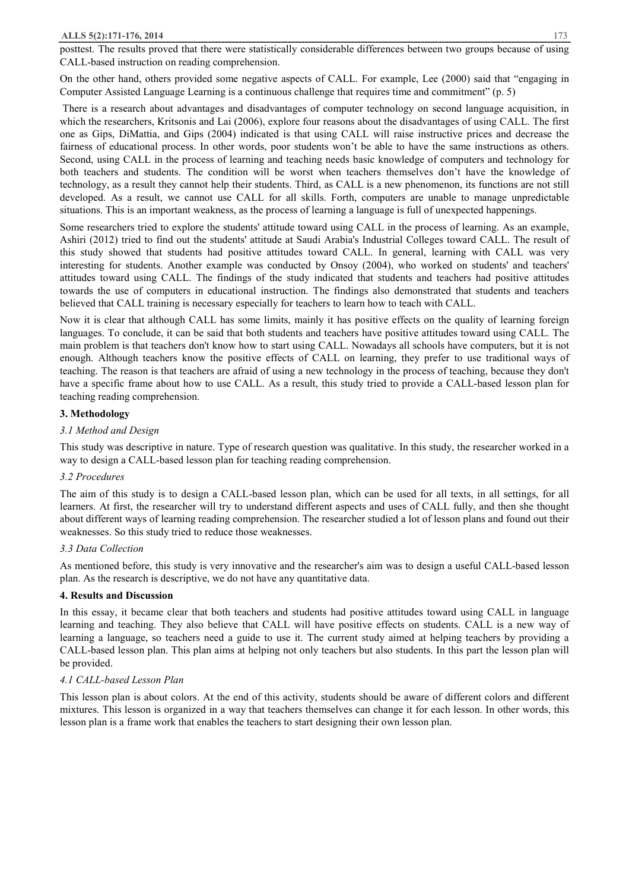posttest. The results proved that there were statistically considerable differences between two groups because of using CALL-based instruction on reading comprehension.

On the other hand, others provided some negative aspects of CALL. For example, Lee (2000) said that "engaging in Computer Assisted Language Learning is a continuous challenge that requires time and commitment" (p. 5)

There is a research about advantages and disadvantages of computer technology on second language acquisition, in which the researchers, Kritsonis and Lai (2006), explore four reasons about the disadvantages of using CALL. The first one as Gips, DiMattia, and Gips (2004) indicated is that using CALL will raise instructive prices and decrease the fairness of educational process. In other words, poor students won't be able to have the same instructions as others. Second, using CALL in the process of learning and teaching needs basic knowledge of computers and technology for both teachers and students. The condition will be worst when teachers themselves don't have the knowledge of technology, as a result they cannot help their students. Third, as CALL is a new phenomenon, its functions are not still developed. As a result, we cannot use CALL for all skills. Forth, computers are unable to manage unpredictable situations. This is an important weakness, as the process of learning a language is full of unexpected happenings.

Some researchers tried to explore the students' attitude toward using CALL in the process of learning. As an example, Ashiri (2012) tried to find out the students' attitude at Saudi Arabia's Industrial Colleges toward CALL. The result of this study showed that students had positive attitudes toward CALL. In general, learning with CALL was very interesting for students. Another example was conducted by Onsoy (2004), who worked on students' and teachers' attitudes toward using CALL. The findings of the study indicated that students and teachers had positive attitudes towards the use of computers in educational instruction. The findings also demonstrated that students and teachers believed that CALL training is necessary especially for teachers to learn how to teach with CALL.

Now it is clear that although CALL has some limits, mainly it has positive effects on the quality of learning foreign languages. To conclude, it can be said that both students and teachers have positive attitudes toward using CALL. The main problem is that teachers don't know how to start using CALL. Nowadays all schools have computers, but it is not enough. Although teachers know the positive effects of CALL on learning, they prefer to use traditional ways of teaching. The reason is that teachers are afraid of using a new technology in the process of teaching, because they don't have a specific frame about how to use CALL. As a result, this study tried to provide a CALL-based lesson plan for teaching reading comprehension.

## 3. Methodology

### *3.1 Method and Design*

This study was descriptive in nature. Type of research question was qualitative. In this study, the researcher worked in a way to design a CALL-based lesson plan for teaching reading comprehension.

### *3.2 Procedures*

The aim of this study is to design a CALL-based lesson plan, which can be used for all texts, in all settings, for all learners. At first, the researcher will try to understand different aspects and uses of CALL fully, and then she thought about different ways of learning reading comprehension. The researcher studied a lot of lesson plans and found out their weaknesses. So this study tried to reduce those weaknesses.

### *3.3 Data Collection*

As mentioned before, this study is very innovative and the researcher's aim was to design a useful CALL-based lesson plan. As the research is descriptive, we do not have any quantitative data.

## 4. Results and Discussion

In this essay, it became clear that both teachers and students had positive attitudes toward using CALL in language learning and teaching. They also believe that CALL will have positive effects on students. CALL is a new way of learning a language, so teachers need a guide to use it. The current study aimed at helping teachers by providing a CALL-based lesson plan. This plan aims at helping not only teachers but also students. In this part the lesson plan will be provided.

### *4.1 CALL-based Lesson Plan*

This lesson plan is about colors. At the end of this activity, students should be aware of different colors and different mixtures. This lesson is organized in a way that teachers themselves can change it for each lesson. In other words, this lesson plan is a frame work that enables the teachers to start designing their own lesson plan.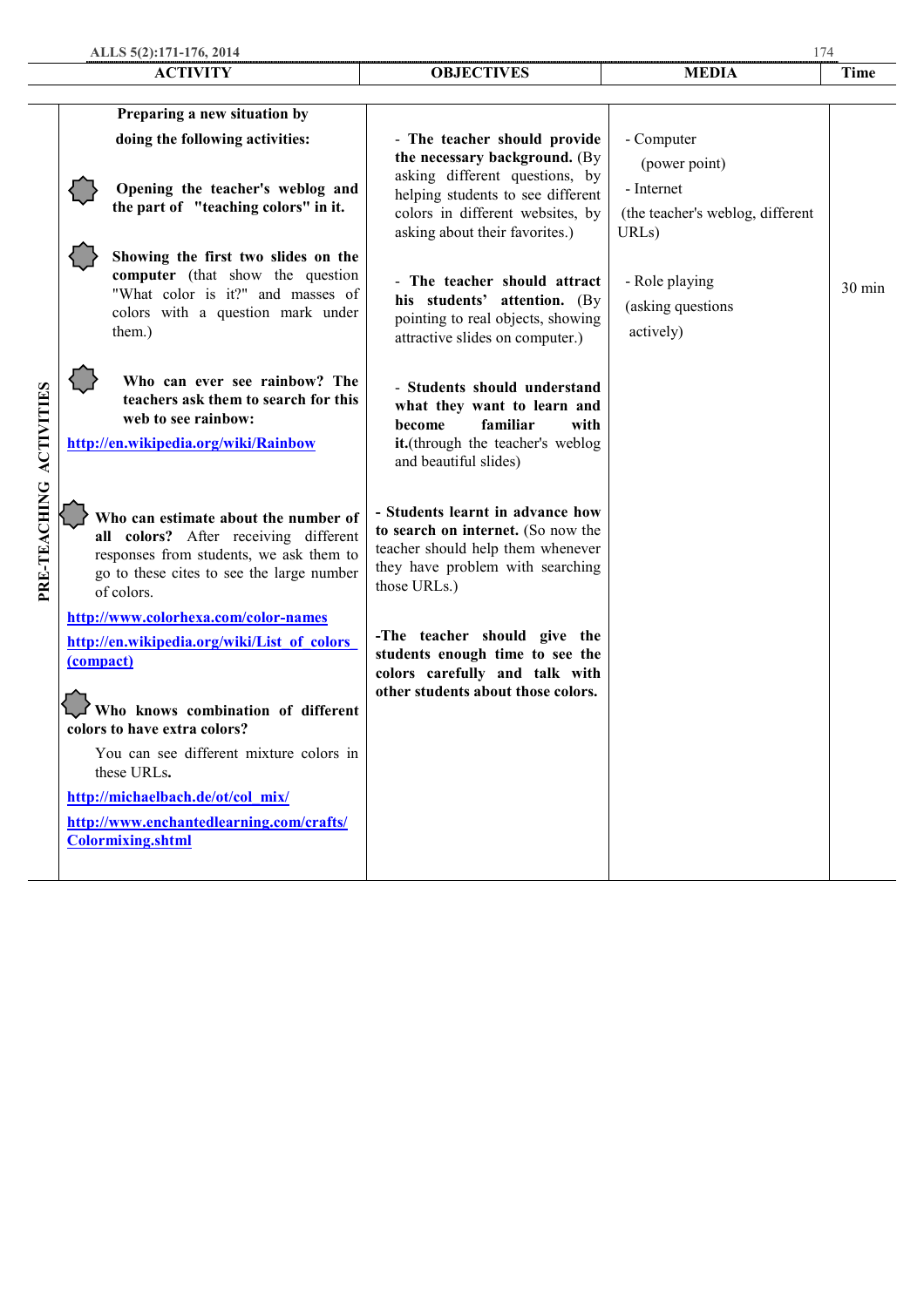| | ACTIVITY | OBJECTIVES | MEDIA | Time |
|---|---|---|---|---|
| PRE-TEACHING ACTIVITIES | **Preparing a new situation by doing the following activities:**<br><br>**Opening the teacher's weblog and the part of "teaching colors" in it.**<br><br>**Showing the first two slides on the computer** (that show the question "What color is it?" and masses of colors with a question mark under them.)<br><br>**Who can ever see rainbow? The teachers ask them to search for this web to see rainbow:**<br>http://en.wikipedia.org/wiki/Rainbow<br><br>**Who can estimate about the number of all colors?** After receiving different responses from students, we ask them to go to these cites to see the large number of colors.<br>http://www.colorhexa.com/color-names<br>http://en.wikipedia.org/wiki/List_of_colors_(compact)<br><br>**Who knows combination of different colors to have extra colors?**<br>You can see different mixture colors in these URLs.<br>http://michaelbach.de/ot/col_mix/<br>http://www.enchantedlearning.com/crafts/Colormixing.shtml | - **The teacher should provide the necessary background.** (By asking different questions, by helping students to see different colors in different websites, by asking about their favorites.)<br><br>- **The teacher should attract his students' attention.** (By pointing to real objects, showing attractive slides on computer.)<br><br>- **Students should understand what they want to learn and become familiar with it.**(through the teacher's weblog and beautiful slides)<br><br>- **Students learnt in advance how to search on internet.** (So now the teacher should help them whenever they have problem with searching those URLs.)<br><br>**-The teacher should give the students enough time to see the colors carefully and talk with other students about those colors.** | - Computer (power point)<br>- Internet (the teacher's weblog, different URLs)<br><br>- Role playing (asking questions actively) | 30 min |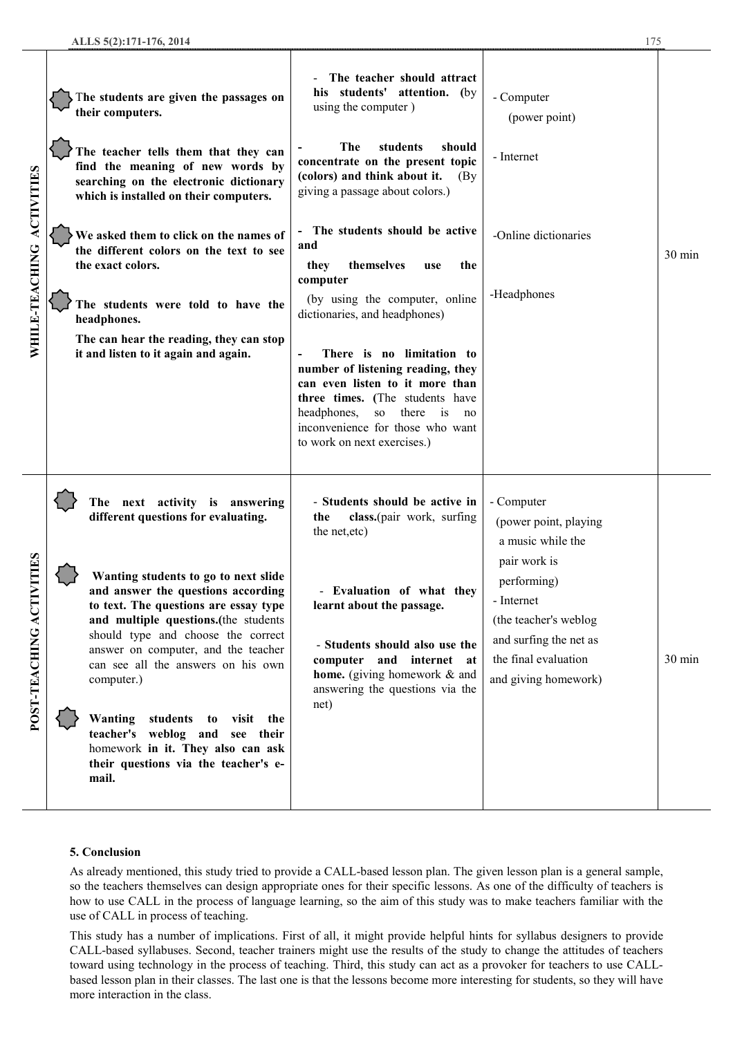| | | | | |
|---|---|---|---|---|
| **WHILE-TEACHING ACTIVITIES** | **The students are given the passages on their computers.**<br><br>**The teacher tells them that they can find the meaning of new words by searching on the electronic dictionary which is installed on their computers.**<br><br>**We asked them to click on the names of the different colors on the text to see the exact colors.**<br><br>**The students were told to have the headphones.**<br>**The can hear the reading, they can stop it and listen to it again and again.** | - **The teacher should attract his students' attention. (**by using the computer )<br><br>- **The students should concentrate on the present topic (colors) and think about it.** (By giving a passage about colors.)<br><br>- **The students should be active and they themselves use the computer**<br>(by using the computer, online dictionaries, and headphones)<br><br>- **There is no limitation to number of listening reading, they can even listen to it more than three times. (**The students have headphones, so there is no inconvenience for those who want to work on next exercises.) | - Computer (power point)<br><br>- Internet<br><br>-Online dictionaries<br><br>-Headphones | 30 min |
| **POST-TEACHING ACTIVITIES** | **The next activity is answering different questions for evaluating.**<br><br>**Wanting students to go to next slide and answer the questions according to text. The questions are essay type and multiple questions.(**the students should type and choose the correct answer on computer, and the teacher can see all the answers on his own computer.)<br><br>**Wanting students to visit the teacher's weblog and see their** homework **in it. They also can ask their questions via the teacher's e-mail.** | - **Students should be active in the class.**(pair work, surfing the net,etc)<br><br>- **Evaluation of what they learnt about the passage.**<br><br>- **Students should also use the computer and internet at home.** (giving homework & and answering the questions via the net) | - Computer (power point, playing a music while the pair work is performing)<br>- Internet (the teacher's weblog and surfing the net as the final evaluation and giving homework) | 30 min |

## 5. Conclusion

As already mentioned, this study tried to provide a CALL-based lesson plan. The given lesson plan is a general sample, so the teachers themselves can design appropriate ones for their specific lessons. As one of the difficulty of teachers is how to use CALL in the process of language learning, so the aim of this study was to make teachers familiar with the use of CALL in process of teaching.

This study has a number of implications. First of all, it might provide helpful hints for syllabus designers to provide CALL-based syllabuses. Second, teacher trainers might use the results of the study to change the attitudes of teachers toward using technology in the process of teaching. Third, this study can act as a provoker for teachers to use CALL-based lesson plan in their classes. The last one is that the lessons become more interesting for students, so they will have more interaction in the class.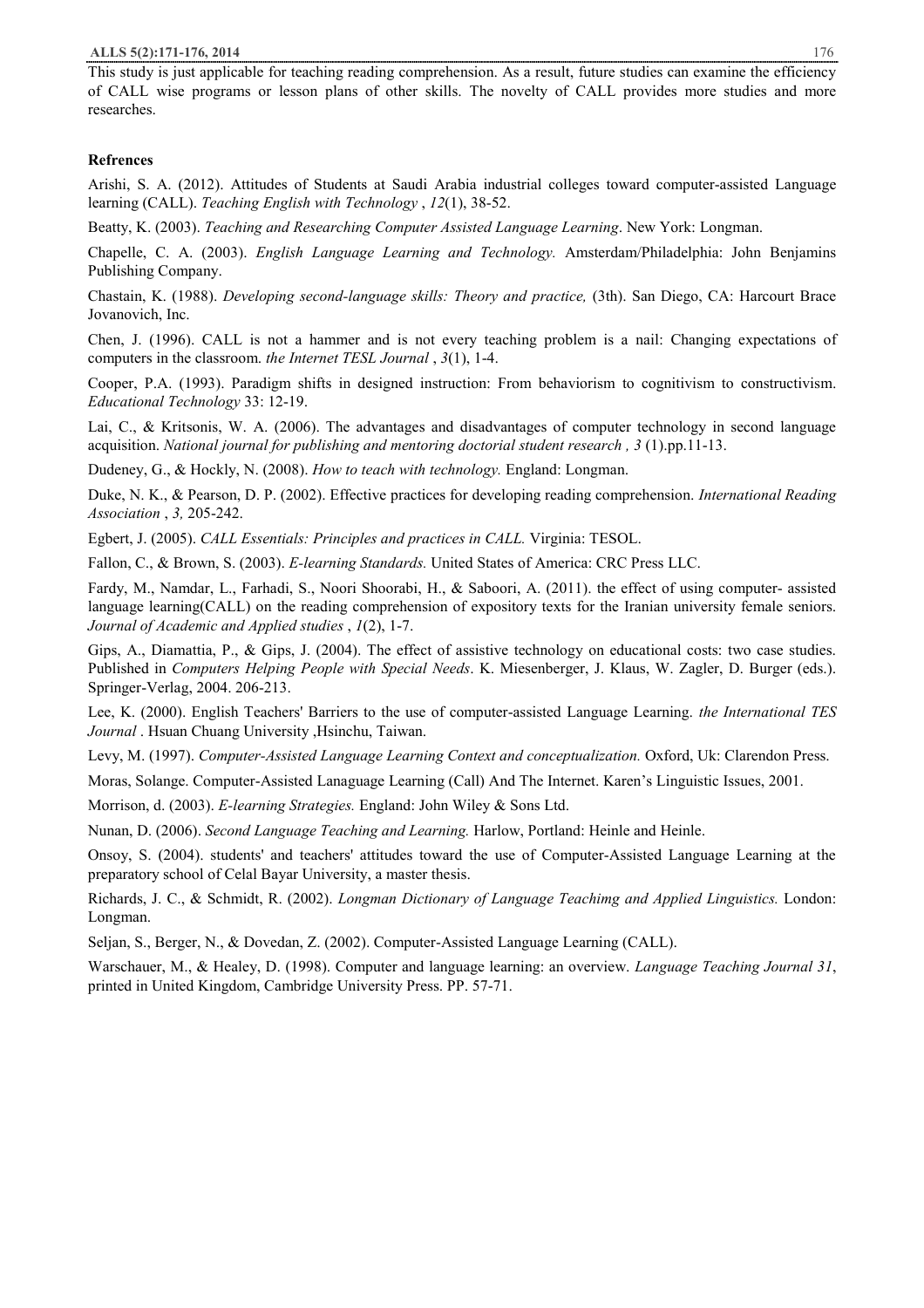This study is just applicable for teaching reading comprehension. As a result, future studies can examine the efficiency of CALL wise programs or lesson plans of other skills. The novelty of CALL provides more studies and more researches.

**Refrences**

Arishi, S. A. (2012). Attitudes of Students at Saudi Arabia industrial colleges toward computer-assisted Language learning (CALL). *Teaching English with Technology* , *12*(1), 38-52.

Beatty, K. (2003). *Teaching and Researching Computer Assisted Language Learning*. New York: Longman.

Chapelle, C. A. (2003). *English Language Learning and Technology.* Amsterdam/Philadelphia: John Benjamins Publishing Company.

Chastain, K. (1988). *Developing second-language skills: Theory and practice,* (3th). San Diego, CA: Harcourt Brace Jovanovich, Inc.

Chen, J. (1996). CALL is not a hammer and is not every teaching problem is a nail: Changing expectations of computers in the classroom. *the Internet TESL Journal* , *3*(1), 1-4.

Cooper, P.A. (1993). Paradigm shifts in designed instruction: From behaviorism to cognitivism to constructivism. *Educational Technology* 33: 12-19.

Lai, C., & Kritsonis, W. A. (2006). The advantages and disadvantages of computer technology in second language acquisition. *National journal for publishing and mentoring doctorial student research , 3* (1).pp.11-13.

Dudeney, G., & Hockly, N. (2008). *How to teach with technology.* England: Longman.

Duke, N. K., & Pearson, D. P. (2002). Effective practices for developing reading comprehension. *International Reading Association* , *3,* 205-242.

Egbert, J. (2005). *CALL Essentials: Principles and practices in CALL.* Virginia: TESOL.

Fallon, C., & Brown, S. (2003). *E-learning Standards.* United States of America: CRC Press LLC.

Fardy, M., Namdar, L., Farhadi, S., Noori Shoorabi, H., & Saboori, A. (2011). the effect of using computer- assisted language learning(CALL) on the reading comprehension of expository texts for the Iranian university female seniors. *Journal of Academic and Applied studies* , *1*(2), 1-7.

Gips, A., Diamattia, P., & Gips, J. (2004). The effect of assistive technology on educational costs: two case studies. Published in *Computers Helping People with Special Needs*. K. Miesenberger, J. Klaus, W. Zagler, D. Burger (eds.). Springer-Verlag, 2004. 206-213.

Lee, K. (2000). English Teachers' Barriers to the use of computer-assisted Language Learning. *the International TES Journal* . Hsuan Chuang University ,Hsinchu, Taiwan.

Levy, M. (1997). *Computer-Assisted Language Learning Context and conceptualization.* Oxford, Uk: Clarendon Press.

Moras, Solange. Computer-Assisted Lanaguage Learning (Call) And The Internet. Karen's Linguistic Issues, 2001.

Morrison, d. (2003). *E-learning Strategies.* England: John Wiley & Sons Ltd.

Nunan, D. (2006). *Second Language Teaching and Learning.* Harlow, Portland: Heinle and Heinle.

Onsoy, S. (2004). students' and teachers' attitudes toward the use of Computer-Assisted Language Learning at the preparatory school of Celal Bayar University, a master thesis.

Richards, J. C., & Schmidt, R. (2002). *Longman Dictionary of Language Teachimg and Applied Linguistics.* London: Longman.

Seljan, S., Berger, N., & Dovedan, Z. (2002). Computer-Assisted Language Learning (CALL).

Warschauer, M., & Healey, D. (1998). Computer and language learning: an overview. *Language Teaching Journal 31*, printed in United Kingdom, Cambridge University Press. PP. 57-71.